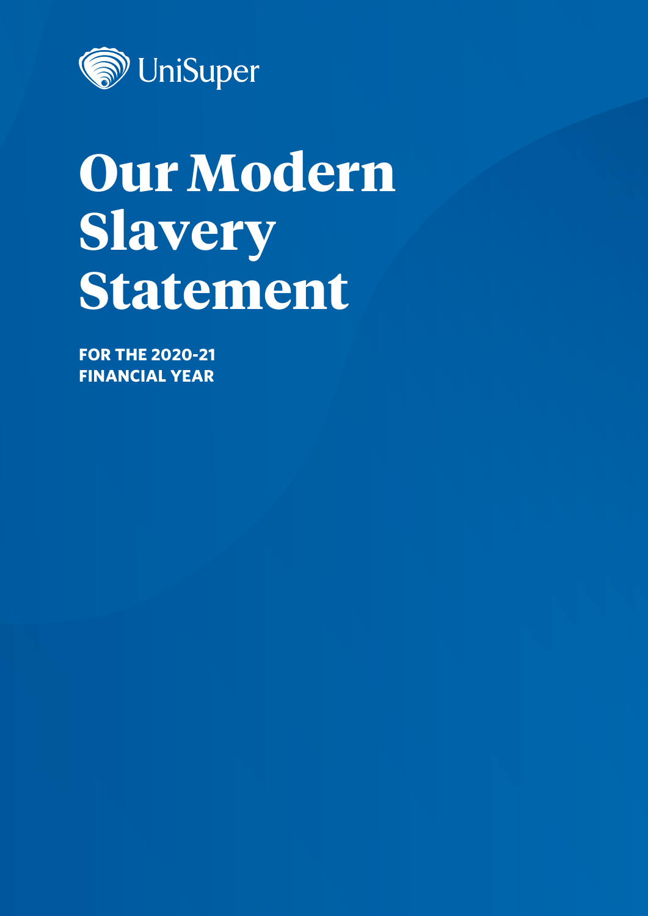UniSuper

# Our Modern Slavery Statement

**FOR THE 2020-21 FINANCIAL YEAR**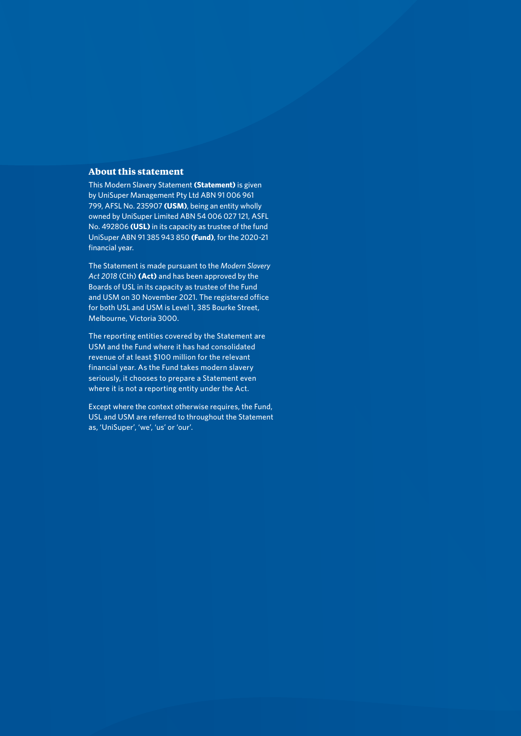## About this statement

This Modern Slavery Statement **(Statement)** is given by UniSuper Management Pty Ltd ABN 91 006 961 799, AFSL No. 235907 **(USM)**, being an entity wholly owned by UniSuper Limited ABN 54 006 027 121, ASFL No. 492806 **(USL)** in its capacity as trustee of the fund UniSuper ABN 91 385 943 850 **(Fund)**, for the 2020-21 financial year.

The Statement is made pursuant to the *Modern Slavery Act 2018* (Cth) **(Act)** and has been approved by the Boards of USL in its capacity as trustee of the Fund and USM on 30 November 2021. The registered office for both USL and USM is Level 1, 385 Bourke Street, Melbourne, Victoria 3000.

The reporting entities covered by the Statement are USM and the Fund where it has had consolidated revenue of at least $100 million for the relevant financial year. As the Fund takes modern slavery seriously, it chooses to prepare a Statement even where it is not a reporting entity under the Act.

Except where the context otherwise requires, the Fund, USL and USM are referred to throughout the Statement as, 'UniSuper', 'we', 'us' or 'our'.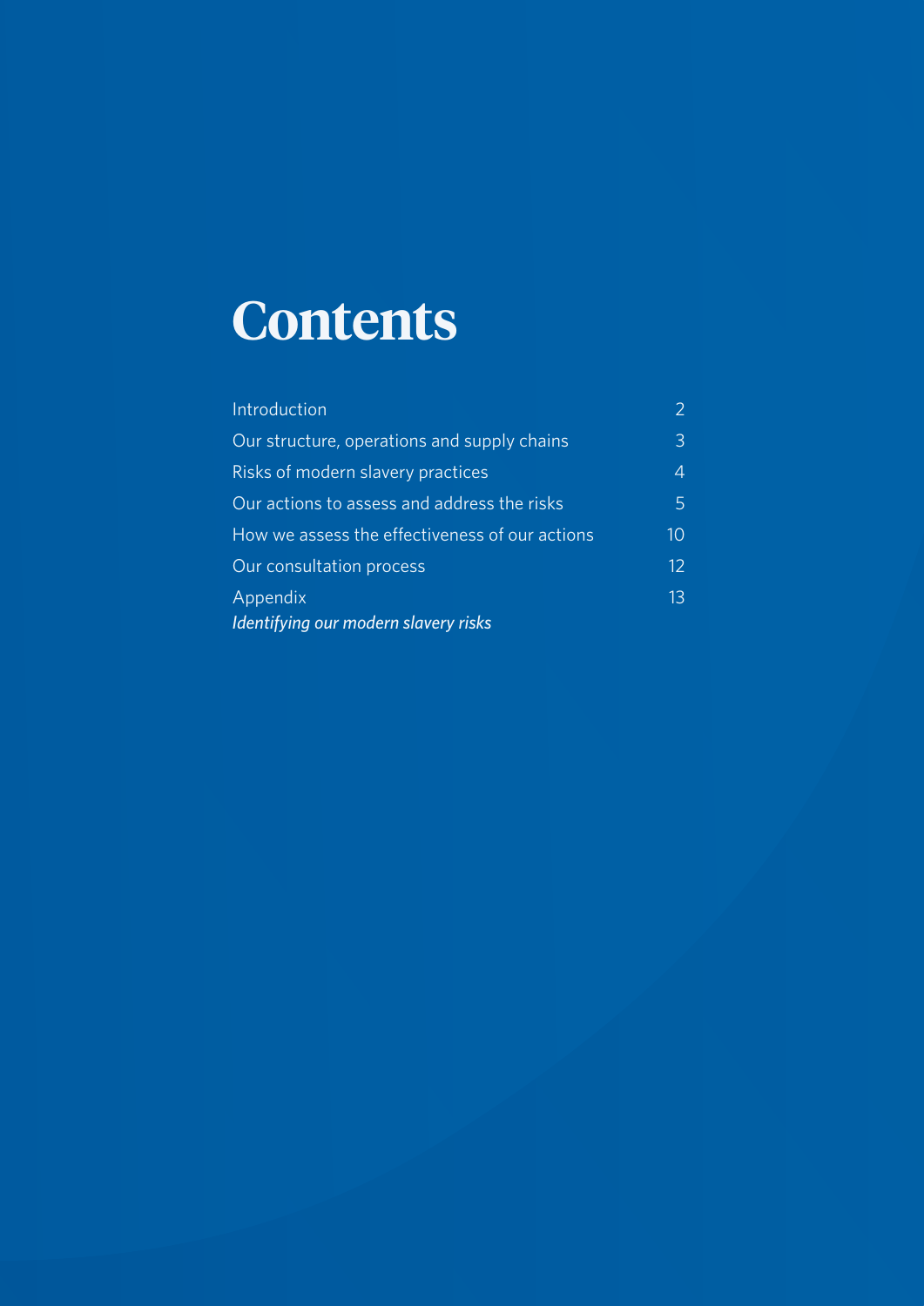# Contents

| | |
|---|---|
| Introduction | 2 |
| Our structure, operations and supply chains | 3 |
| Risks of modern slavery practices | 4 |
| Our actions to assess and address the risks | 5 |
| How we assess the effectiveness of our actions | 10 |
| Our consultation process | 12 |
| Appendix<br>*Identifying our modern slavery risks* | 13 |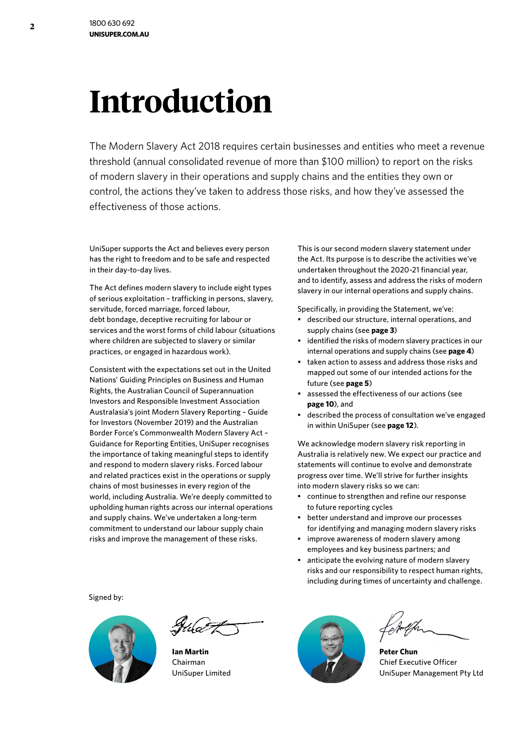# Introduction

The Modern Slavery Act 2018 requires certain businesses and entities who meet a revenue threshold (annual consolidated revenue of more than $100 million) to report on the risks of modern slavery in their operations and supply chains and the entities they own or control, the actions they've taken to address those risks, and how they've assessed the effectiveness of those actions.

UniSuper supports the Act and believes every person has the right to freedom and to be safe and respected in their day-to-day lives.

The Act defines modern slavery to include eight types of serious exploitation – trafficking in persons, slavery, servitude, forced marriage, forced labour, debt bondage, deceptive recruiting for labour or services and the worst forms of child labour (situations where children are subjected to slavery or similar practices, or engaged in hazardous work).

Consistent with the expectations set out in the United Nations' Guiding Principles on Business and Human Rights, the Australian Council of Superannuation Investors and Responsible Investment Association Australasia's joint Modern Slavery Reporting – Guide for Investors (November 2019) and the Australian Border Force's Commonwealth Modern Slavery Act – Guidance for Reporting Entities, UniSuper recognises the importance of taking meaningful steps to identify and respond to modern slavery risks. Forced labour and related practices exist in the operations or supply chains of most businesses in every region of the world, including Australia. We're deeply committed to upholding human rights across our internal operations and supply chains. We've undertaken a long-term commitment to understand our labour supply chain risks and improve the management of these risks.

This is our second modern slavery statement under the Act. Its purpose is to describe the activities we've undertaken throughout the 2020-21 financial year, and to identify, assess and address the risks of modern slavery in our internal operations and supply chains.

Specifically, in providing the Statement, we've:

- described our structure, internal operations, and supply chains (see **page 3**)
- identified the risks of modern slavery practices in our internal operations and supply chains (see **page 4**)
- taken action to assess and address those risks and mapped out some of our intended actions for the future (see **page 5**)
- assessed the effectiveness of our actions (see **page 10**), and
- described the process of consultation we've engaged in within UniSuper (see **page 12**).

We acknowledge modern slavery risk reporting in Australia is relatively new. We expect our practice and statements will continue to evolve and demonstrate progress over time. We'll strive for further insights into modern slavery risks so we can:

- continue to strengthen and refine our response to future reporting cycles
- better understand and improve our processes for identifying and managing modern slavery risks
- improve awareness of modern slavery among employees and key business partners; and
- anticipate the evolving nature of modern slavery risks and our responsibility to respect human rights, including during times of uncertainty and challenge.

Signed by:

**Ian Martin**
Chairman
UniSuper Limited

**Peter Chun**
Chief Executive Officer
UniSuper Management Pty Ltd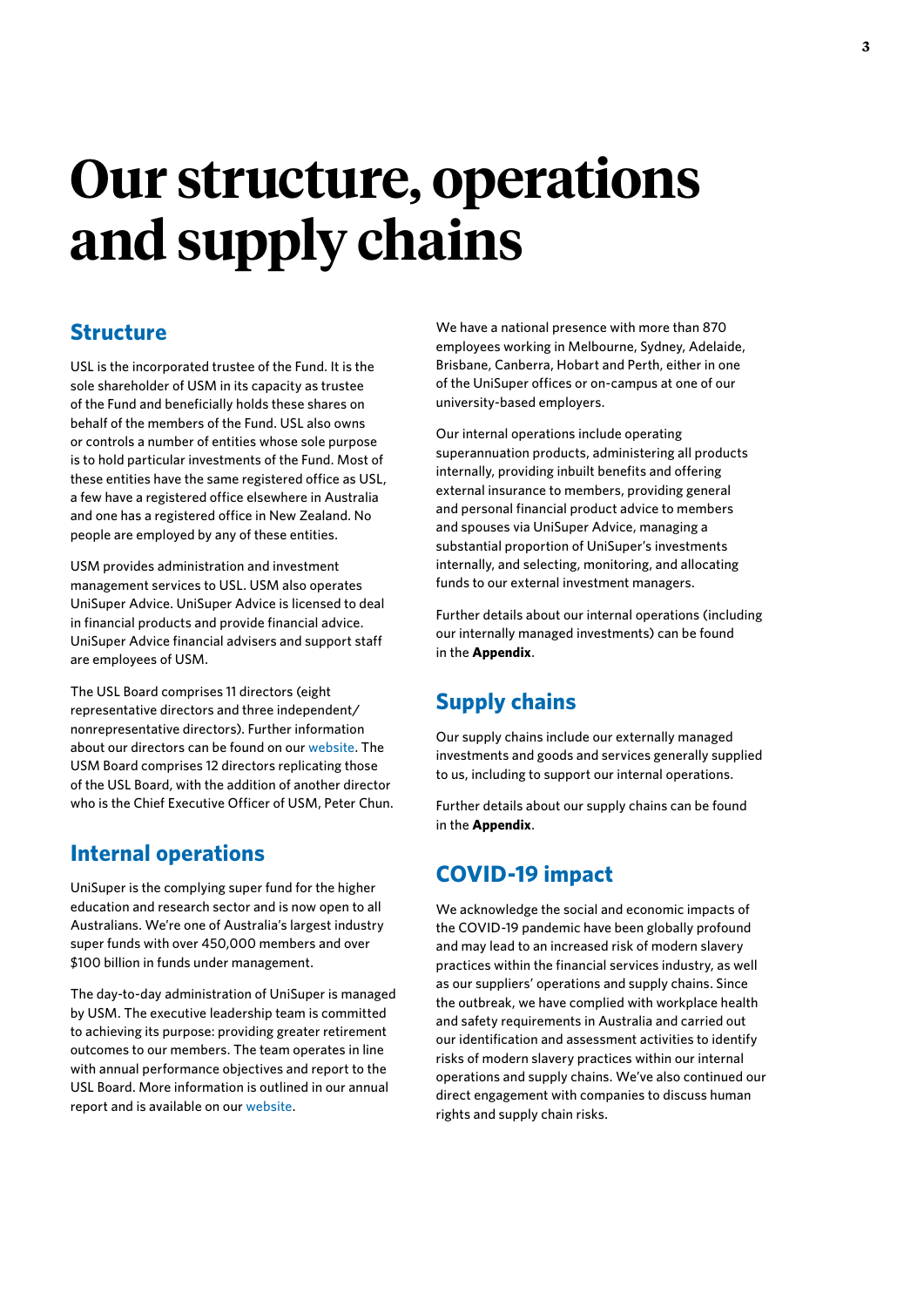# Our structure, operations and supply chains

## Structure

USL is the incorporated trustee of the Fund. It is the sole shareholder of USM in its capacity as trustee of the Fund and beneficially holds these shares on behalf of the members of the Fund. USL also owns or controls a number of entities whose sole purpose is to hold particular investments of the Fund. Most of these entities have the same registered office as USL, a few have a registered office elsewhere in Australia and one has a registered office in New Zealand. No people are employed by any of these entities.

USM provides administration and investment management services to USL. USM also operates UniSuper Advice. UniSuper Advice is licensed to deal in financial products and provide financial advice. UniSuper Advice financial advisers and support staff are employees of USM.

The USL Board comprises 11 directors (eight representative directors and three independent/nonrepresentative directors). Further information about our directors can be found on our website. The USM Board comprises 12 directors replicating those of the USL Board, with the addition of another director who is the Chief Executive Officer of USM, Peter Chun.

## Internal operations

UniSuper is the complying super fund for the higher education and research sector and is now open to all Australians. We're one of Australia's largest industry super funds with over 450,000 members and over $100 billion in funds under management.

The day-to-day administration of UniSuper is managed by USM. The executive leadership team is committed to achieving its purpose: providing greater retirement outcomes to our members. The team operates in line with annual performance objectives and report to the USL Board. More information is outlined in our annual report and is available on our website.

We have a national presence with more than 870 employees working in Melbourne, Sydney, Adelaide, Brisbane, Canberra, Hobart and Perth, either in one of the UniSuper offices or on-campus at one of our university-based employers.

Our internal operations include operating superannuation products, administering all products internally, providing inbuilt benefits and offering external insurance to members, providing general and personal financial product advice to members and spouses via UniSuper Advice, managing a substantial proportion of UniSuper's investments internally, and selecting, monitoring, and allocating funds to our external investment managers.

Further details about our internal operations (including our internally managed investments) can be found in the **Appendix**.

## Supply chains

Our supply chains include our externally managed investments and goods and services generally supplied to us, including to support our internal operations.

Further details about our supply chains can be found in the **Appendix**.

## COVID-19 impact

We acknowledge the social and economic impacts of the COVID-19 pandemic have been globally profound and may lead to an increased risk of modern slavery practices within the financial services industry, as well as our suppliers' operations and supply chains. Since the outbreak, we have complied with workplace health and safety requirements in Australia and carried out our identification and assessment activities to identify risks of modern slavery practices within our internal operations and supply chains. We've also continued our direct engagement with companies to discuss human rights and supply chain risks.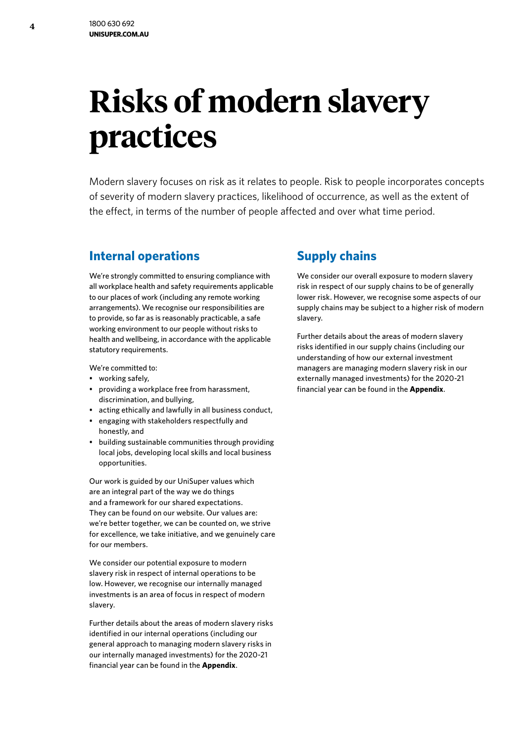# Risks of modern slavery practices

Modern slavery focuses on risk as it relates to people. Risk to people incorporates concepts of severity of modern slavery practices, likelihood of occurrence, as well as the extent of the effect, in terms of the number of people affected and over what time period.

## Internal operations

We're strongly committed to ensuring compliance with all workplace health and safety requirements applicable to our places of work (including any remote working arrangements). We recognise our responsibilities are to provide, so far as is reasonably practicable, a safe working environment to our people without risks to health and wellbeing, in accordance with the applicable statutory requirements.

We're committed to:

- working safely,
- providing a workplace free from harassment, discrimination, and bullying,
- acting ethically and lawfully in all business conduct,
- engaging with stakeholders respectfully and honestly, and
- building sustainable communities through providing local jobs, developing local skills and local business opportunities.

Our work is guided by our UniSuper values which are an integral part of the way we do things and a framework for our shared expectations. They can be found on our website. Our values are: we're better together, we can be counted on, we strive for excellence, we take initiative, and we genuinely care for our members.

We consider our potential exposure to modern slavery risk in respect of internal operations to be low. However, we recognise our internally managed investments is an area of focus in respect of modern slavery.

Further details about the areas of modern slavery risks identified in our internal operations (including our general approach to managing modern slavery risks in our internally managed investments) for the 2020-21 financial year can be found in the **Appendix**.

## Supply chains

We consider our overall exposure to modern slavery risk in respect of our supply chains to be of generally lower risk. However, we recognise some aspects of our supply chains may be subject to a higher risk of modern slavery.

Further details about the areas of modern slavery risks identified in our supply chains (including our understanding of how our external investment managers are managing modern slavery risk in our externally managed investments) for the 2020-21 financial year can be found in the **Appendix**.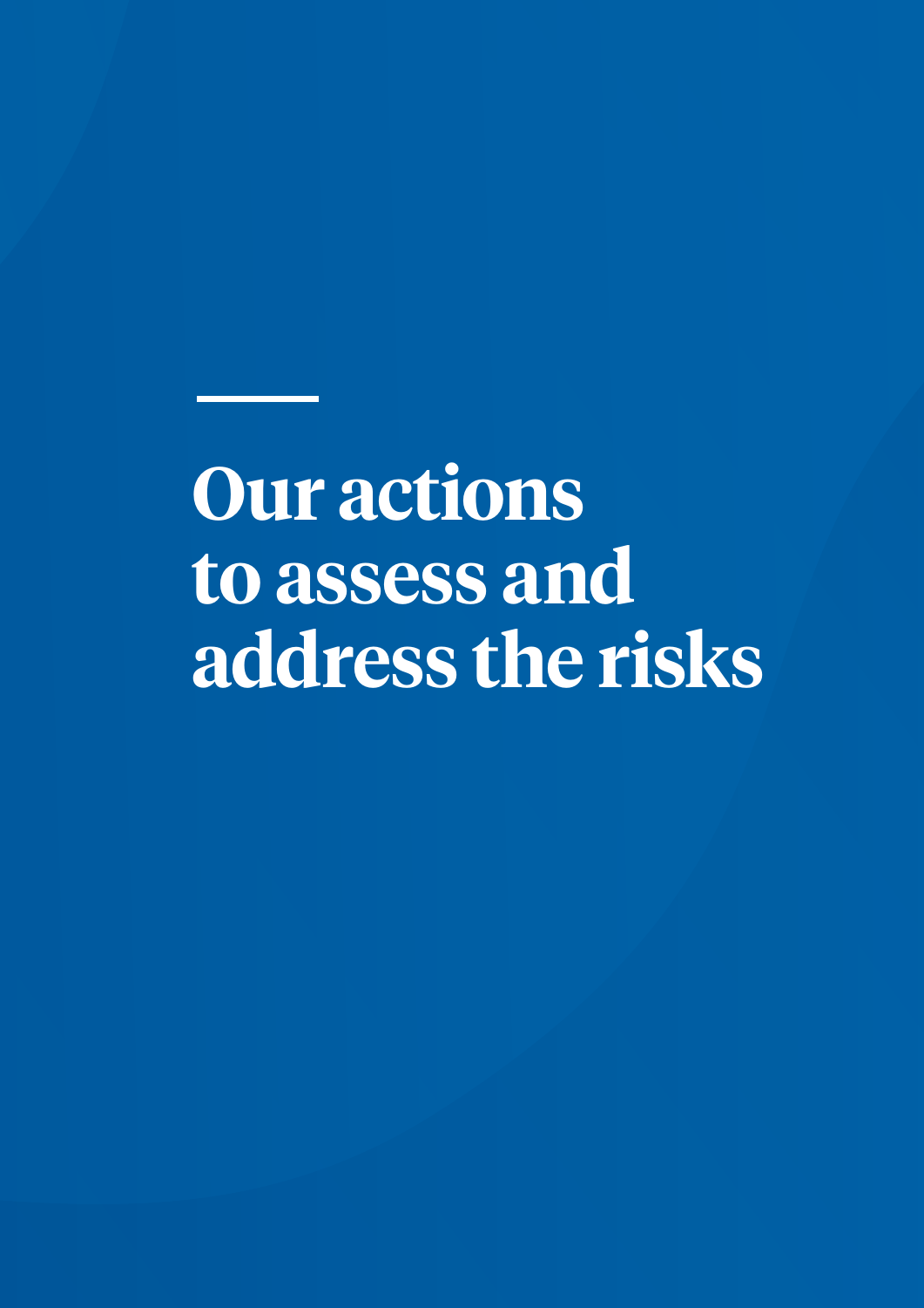# Our actions to assess and address the risks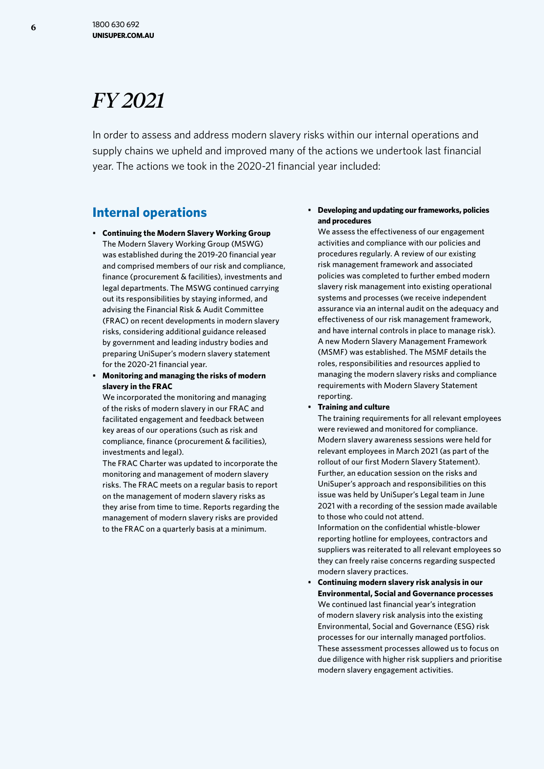# *FY 2021*

In order to assess and address modern slavery risks within our internal operations and supply chains we upheld and improved many of the actions we undertook last financial year. The actions we took in the 2020-21 financial year included:

## Internal operations

- **Continuing the Modern Slavery Working Group**
  The Modern Slavery Working Group (MSWG) was established during the 2019-20 financial year and comprised members of our risk and compliance, finance (procurement & facilities), investments and legal departments. The MSWG continued carrying out its responsibilities by staying informed, and advising the Financial Risk & Audit Committee (FRAC) on recent developments in modern slavery risks, considering additional guidance released by government and leading industry bodies and preparing UniSuper's modern slavery statement for the 2020-21 financial year.
- **Monitoring and managing the risks of modern slavery in the FRAC**
  We incorporated the monitoring and managing of the risks of modern slavery in our FRAC and facilitated engagement and feedback between key areas of our operations (such as risk and compliance, finance (procurement & facilities), investments and legal).
  The FRAC Charter was updated to incorporate the monitoring and management of modern slavery risks. The FRAC meets on a regular basis to report on the management of modern slavery risks as they arise from time to time. Reports regarding the management of modern slavery risks are provided to the FRAC on a quarterly basis at a minimum.
- **Developing and updating our frameworks, policies and procedures**
  We assess the effectiveness of our engagement activities and compliance with our policies and procedures regularly. A review of our existing risk management framework and associated policies was completed to further embed modern slavery risk management into existing operational systems and processes (we receive independent assurance via an internal audit on the adequacy and effectiveness of our risk management framework, and have internal controls in place to manage risk). A new Modern Slavery Management Framework (MSMF) was established. The MSMF details the roles, responsibilities and resources applied to managing the modern slavery risks and compliance requirements with Modern Slavery Statement reporting.
- **Training and culture**
  The training requirements for all relevant employees were reviewed and monitored for compliance. Modern slavery awareness sessions were held for relevant employees in March 2021 (as part of the rollout of our first Modern Slavery Statement). Further, an education session on the risks and UniSuper's approach and responsibilities on this issue was held by UniSuper's Legal team in June 2021 with a recording of the session made available to those who could not attend.
  Information on the confidential whistle-blower reporting hotline for employees, contractors and suppliers was reiterated to all relevant employees so they can freely raise concerns regarding suspected modern slavery practices.
- **Continuing modern slavery risk analysis in our Environmental, Social and Governance processes**
  We continued last financial year's integration of modern slavery risk analysis into the existing Environmental, Social and Governance (ESG) risk processes for our internally managed portfolios. These assessment processes allowed us to focus on due diligence with higher risk suppliers and prioritise modern slavery engagement activities.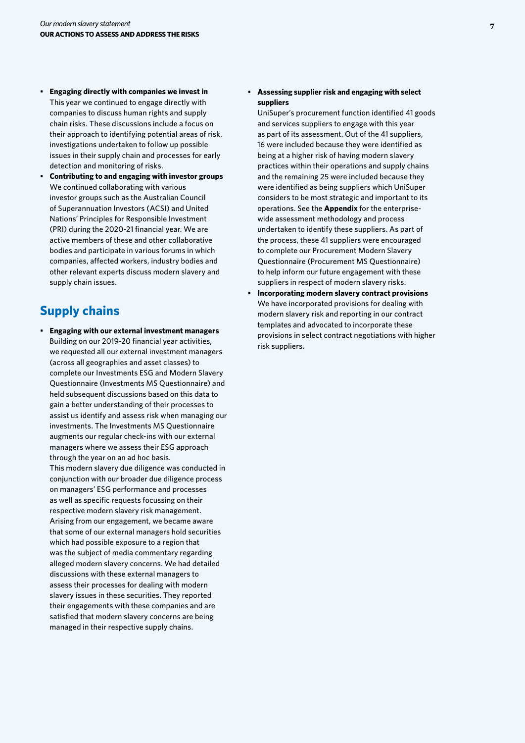- **Engaging directly with companies we invest in**
  This year we continued to engage directly with companies to discuss human rights and supply chain risks. These discussions include a focus on their approach to identifying potential areas of risk, investigations undertaken to follow up possible issues in their supply chain and processes for early detection and monitoring of risks.
- **Contributing to and engaging with investor groups**
  We continued collaborating with various investor groups such as the Australian Council of Superannuation Investors (ACSI) and United Nations' Principles for Responsible Investment (PRI) during the 2020-21 financial year. We are active members of these and other collaborative bodies and participate in various forums in which companies, affected workers, industry bodies and other relevant experts discuss modern slavery and supply chain issues.

## Supply chains

- **Engaging with our external investment managers**
  Building on our 2019-20 financial year activities, we requested all our external investment managers (across all geographies and asset classes) to complete our Investments ESG and Modern Slavery Questionnaire (Investments MS Questionnaire) and held subsequent discussions based on this data to gain a better understanding of their processes to assist us identify and assess risk when managing our investments. The Investments MS Questionnaire augments our regular check-ins with our external managers where we assess their ESG approach through the year on an ad hoc basis.
  This modern slavery due diligence was conducted in conjunction with our broader due diligence process on managers' ESG performance and processes as well as specific requests focussing on their respective modern slavery risk management. Arising from our engagement, we became aware that some of our external managers hold securities which had possible exposure to a region that was the subject of media commentary regarding alleged modern slavery concerns. We had detailed discussions with these external managers to assess their processes for dealing with modern slavery issues in these securities. They reported their engagements with these companies and are satisfied that modern slavery concerns are being managed in their respective supply chains.
- **Assessing supplier risk and engaging with select suppliers**
  UniSuper's procurement function identified 41 goods and services suppliers to engage with this year as part of its assessment. Out of the 41 suppliers, 16 were included because they were identified as being at a higher risk of having modern slavery practices within their operations and supply chains and the remaining 25 were included because they were identified as being suppliers which UniSuper considers to be most strategic and important to its operations. See the **Appendix** for the enterprise-wide assessment methodology and process undertaken to identify these suppliers. As part of the process, these 41 suppliers were encouraged to complete our Procurement Modern Slavery Questionnaire (Procurement MS Questionnaire) to help inform our future engagement with these suppliers in respect of modern slavery risks.
- **Incorporating modern slavery contract provisions**
  We have incorporated provisions for dealing with modern slavery risk and reporting in our contract templates and advocated to incorporate these provisions in select contract negotiations with higher risk suppliers.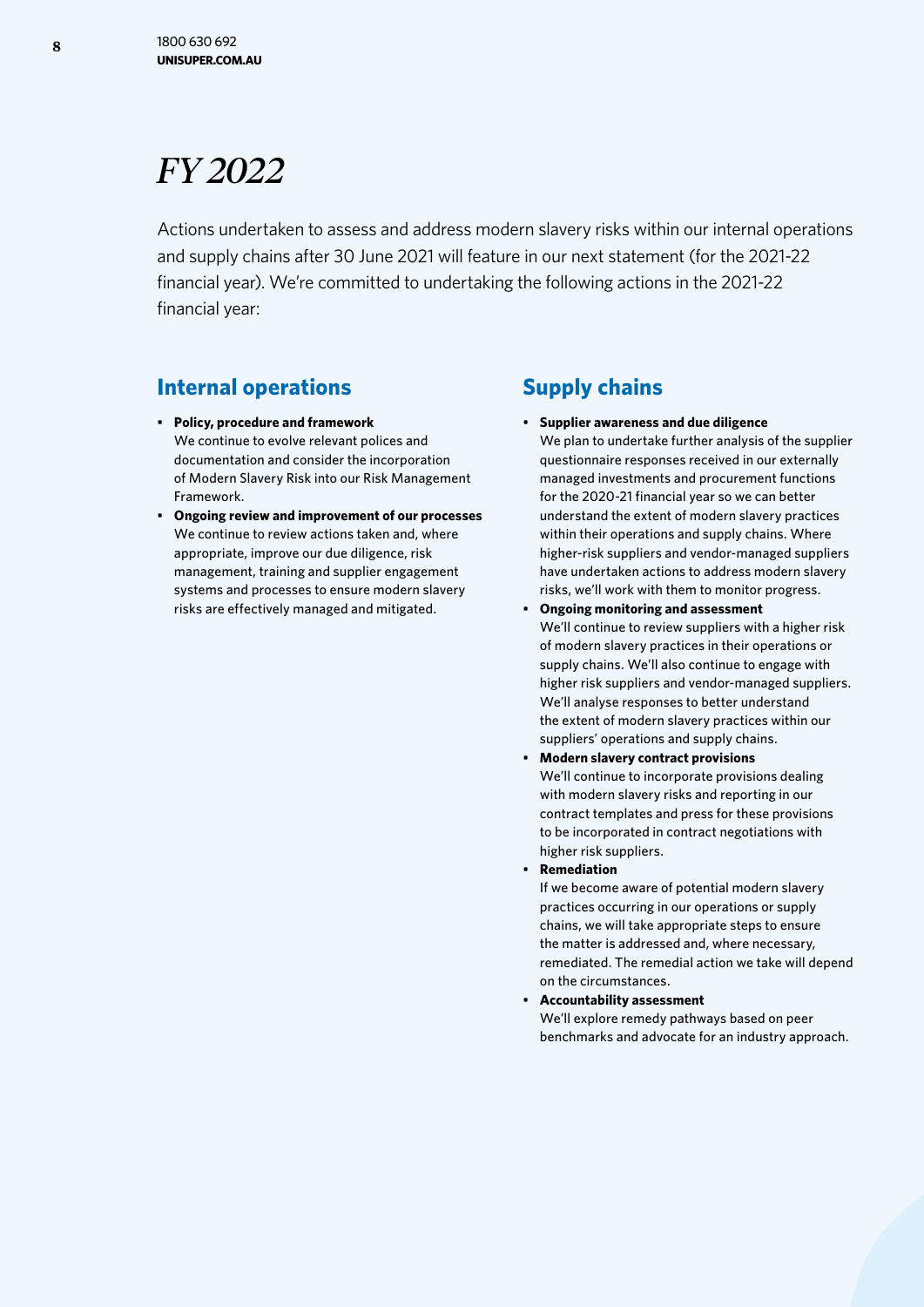# *FY 2022*

Actions undertaken to assess and address modern slavery risks within our internal operations and supply chains after 30 June 2021 will feature in our next statement (for the 2021-22 financial year). We're committed to undertaking the following actions in the 2021-22 financial year:

## Internal operations

- **Policy, procedure and framework**
  We continue to evolve relevant polices and documentation and consider the incorporation of Modern Slavery Risk into our Risk Management Framework.
- **Ongoing review and improvement of our processes**
  We continue to review actions taken and, where appropriate, improve our due diligence, risk management, training and supplier engagement systems and processes to ensure modern slavery risks are effectively managed and mitigated.

## Supply chains

- **Supplier awareness and due diligence**
  We plan to undertake further analysis of the supplier questionnaire responses received in our externally managed investments and procurement functions for the 2020-21 financial year so we can better understand the extent of modern slavery practices within their operations and supply chains. Where higher-risk suppliers and vendor-managed suppliers have undertaken actions to address modern slavery risks, we'll work with them to monitor progress.
- **Ongoing monitoring and assessment**
  We'll continue to review suppliers with a higher risk of modern slavery practices in their operations or supply chains. We'll also continue to engage with higher risk suppliers and vendor-managed suppliers. We'll analyse responses to better understand the extent of modern slavery practices within our suppliers' operations and supply chains.
- **Modern slavery contract provisions**
  We'll continue to incorporate provisions dealing with modern slavery risks and reporting in our contract templates and press for these provisions to be incorporated in contract negotiations with higher risk suppliers.
- **Remediation**
  If we become aware of potential modern slavery practices occurring in our operations or supply chains, we will take appropriate steps to ensure the matter is addressed and, where necessary, remediated. The remedial action we take will depend on the circumstances.
- **Accountability assessment**
  We'll explore remedy pathways based on peer benchmarks and advocate for an industry approach.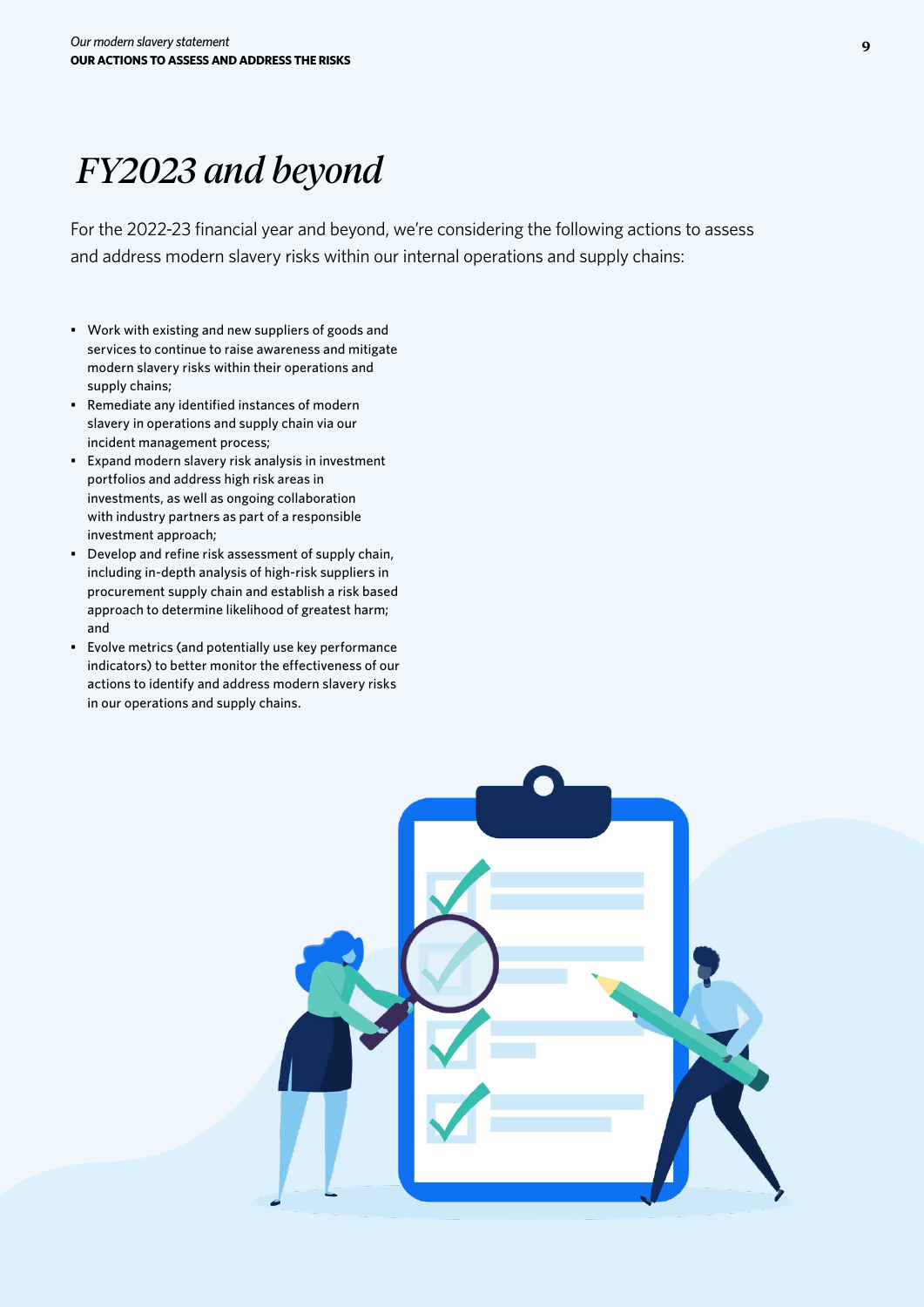# FY2023 and beyond

For the 2022-23 financial year and beyond, we're considering the following actions to assess and address modern slavery risks within our internal operations and supply chains:

- Work with existing and new suppliers of goods and services to continue to raise awareness and mitigate modern slavery risks within their operations and supply chains;
- Remediate any identified instances of modern slavery in operations and supply chain via our incident management process;
- Expand modern slavery risk analysis in investment portfolios and address high risk areas in investments, as well as ongoing collaboration with industry partners as part of a responsible investment approach;
- Develop and refine risk assessment of supply chain, including in-depth analysis of high-risk suppliers in procurement supply chain and establish a risk based approach to determine likelihood of greatest harm; and
- Evolve metrics (and potentially use key performance indicators) to better monitor the effectiveness of our actions to identify and address modern slavery risks in our operations and supply chains.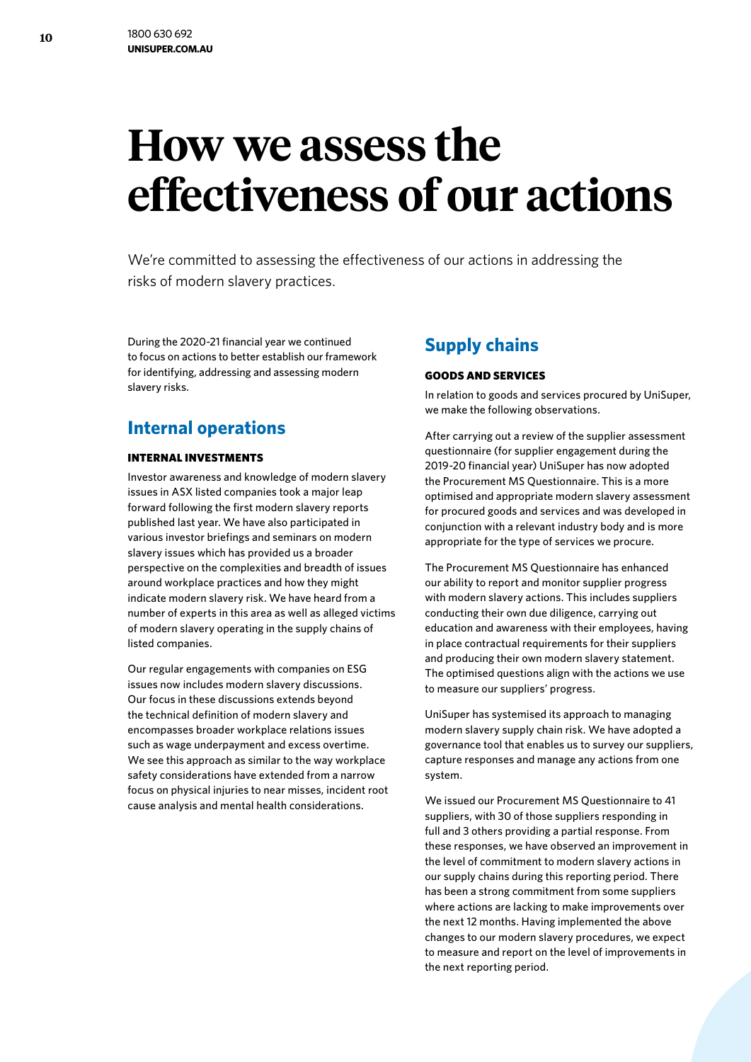# How we assess the effectiveness of our actions

We're committed to assessing the effectiveness of our actions in addressing the risks of modern slavery practices.

During the 2020-21 financial year we continued to focus on actions to better establish our framework for identifying, addressing and assessing modern slavery risks.

## Internal operations

### INTERNAL INVESTMENTS

Investor awareness and knowledge of modern slavery issues in ASX listed companies took a major leap forward following the first modern slavery reports published last year. We have also participated in various investor briefings and seminars on modern slavery issues which has provided us a broader perspective on the complexities and breadth of issues around workplace practices and how they might indicate modern slavery risk. We have heard from a number of experts in this area as well as alleged victims of modern slavery operating in the supply chains of listed companies.

Our regular engagements with companies on ESG issues now includes modern slavery discussions. Our focus in these discussions extends beyond the technical definition of modern slavery and encompasses broader workplace relations issues such as wage underpayment and excess overtime. We see this approach as similar to the way workplace safety considerations have extended from a narrow focus on physical injuries to near misses, incident root cause analysis and mental health considerations.

## Supply chains

### GOODS AND SERVICES

In relation to goods and services procured by UniSuper, we make the following observations.

After carrying out a review of the supplier assessment questionnaire (for supplier engagement during the 2019-20 financial year) UniSuper has now adopted the Procurement MS Questionnaire. This is a more optimised and appropriate modern slavery assessment for procured goods and services and was developed in conjunction with a relevant industry body and is more appropriate for the type of services we procure.

The Procurement MS Questionnaire has enhanced our ability to report and monitor supplier progress with modern slavery actions. This includes suppliers conducting their own due diligence, carrying out education and awareness with their employees, having in place contractual requirements for their suppliers and producing their own modern slavery statement. The optimised questions align with the actions we use to measure our suppliers' progress.

UniSuper has systemised its approach to managing modern slavery supply chain risk. We have adopted a governance tool that enables us to survey our suppliers, capture responses and manage any actions from one system.

We issued our Procurement MS Questionnaire to 41 suppliers, with 30 of those suppliers responding in full and 3 others providing a partial response. From these responses, we have observed an improvement in the level of commitment to modern slavery actions in our supply chains during this reporting period. There has been a strong commitment from some suppliers where actions are lacking to make improvements over the next 12 months. Having implemented the above changes to our modern slavery procedures, we expect to measure and report on the level of improvements in the next reporting period.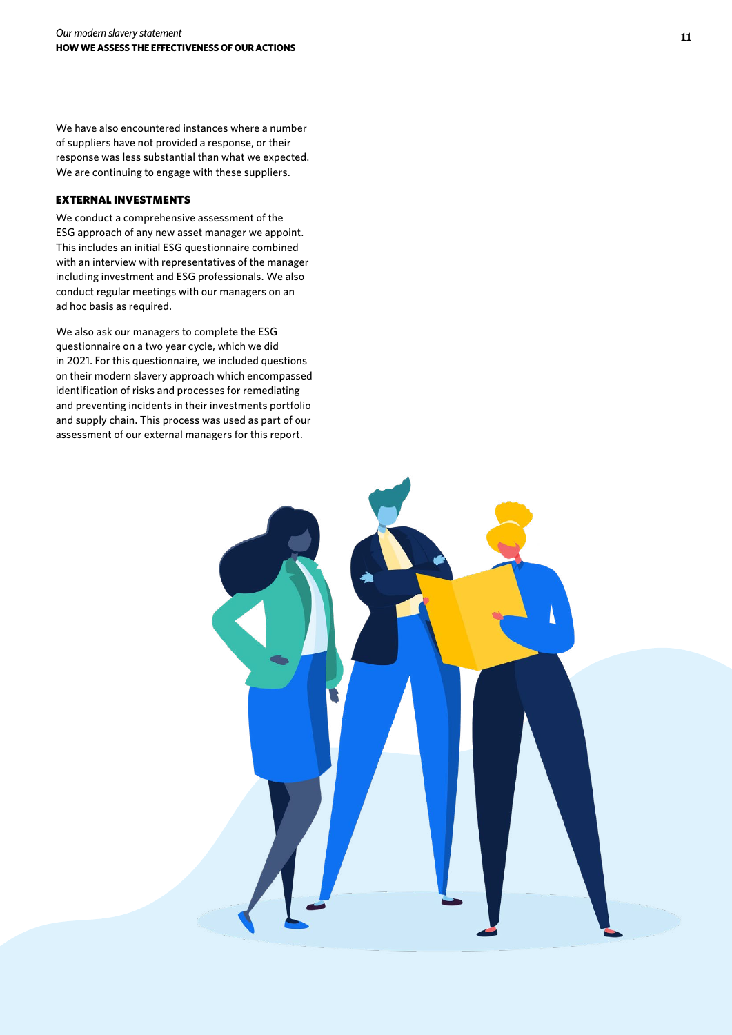We have also encountered instances where a number of suppliers have not provided a response, or their response was less substantial than what we expected. We are continuing to engage with these suppliers.

### EXTERNAL INVESTMENTS

We conduct a comprehensive assessment of the ESG approach of any new asset manager we appoint. This includes an initial ESG questionnaire combined with an interview with representatives of the manager including investment and ESG professionals. We also conduct regular meetings with our managers on an ad hoc basis as required.

We also ask our managers to complete the ESG questionnaire on a two year cycle, which we did in 2021. For this questionnaire, we included questions on their modern slavery approach which encompassed identification of risks and processes for remediating and preventing incidents in their investments portfolio and supply chain. This process was used as part of our assessment of our external managers for this report.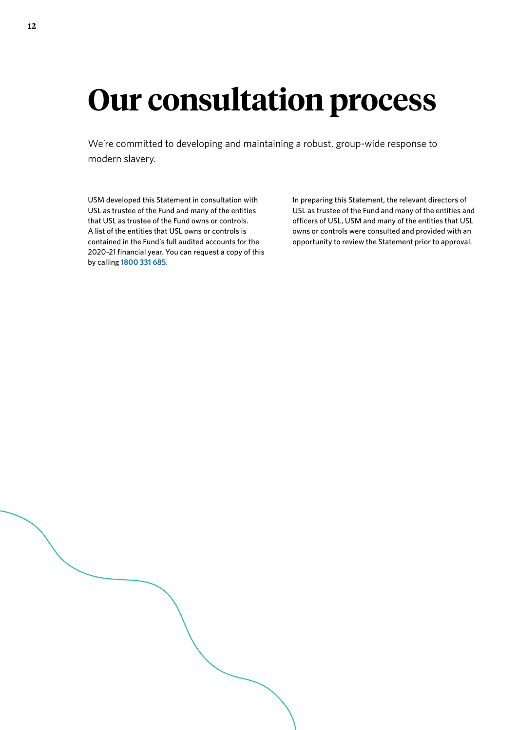# Our consultation process

We're committed to developing and maintaining a robust, group-wide response to modern slavery.

USM developed this Statement in consultation with USL as trustee of the Fund and many of the entities that USL as trustee of the Fund owns or controls. A list of the entities that USL owns or controls is contained in the Fund's full audited accounts for the 2020-21 financial year. You can request a copy of this by calling **1800 331 685**.

In preparing this Statement, the relevant directors of USL as trustee of the Fund and many of the entities and officers of USL, USM and many of the entities that USL owns or controls were consulted and provided with an opportunity to review the Statement prior to approval.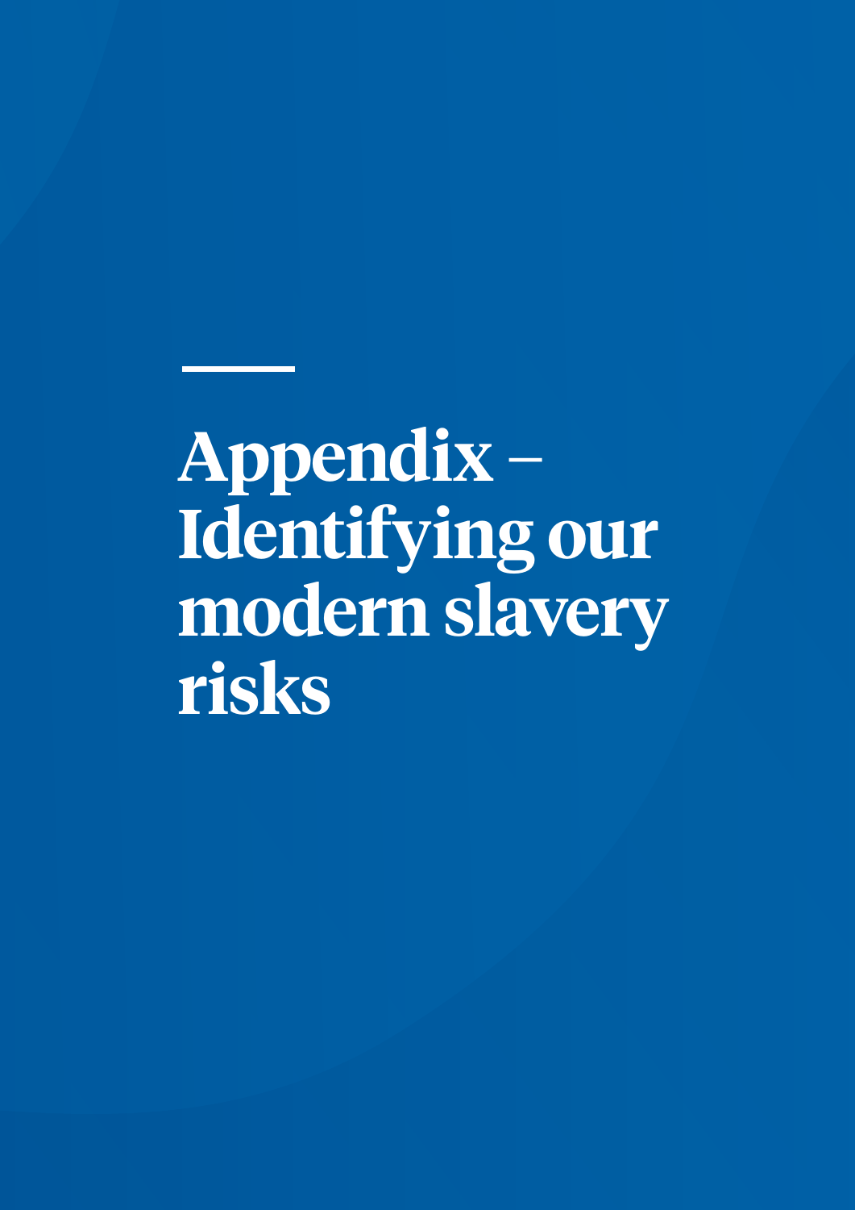# Appendix – Identifying our modern slavery risks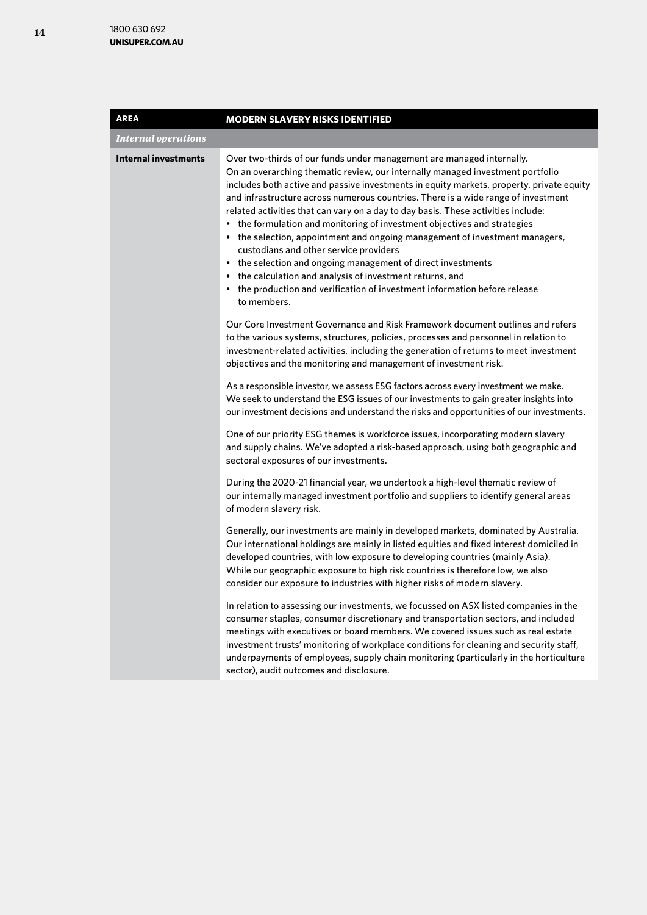| AREA | MODERN SLAVERY RISKS IDENTIFIED |
| --- | --- |
| *Internal operations* | |
| **Internal investments** | Over two-thirds of our funds under management are managed internally.<br>On an overarching thematic review, our internally managed investment portfolio includes both active and passive investments in equity markets, property, private equity and infrastructure across numerous countries. There is a wide range of investment related activities that can vary on a day to day basis. These activities include:<br>• the formulation and monitoring of investment objectives and strategies<br>• the selection, appointment and ongoing management of investment managers, custodians and other service providers<br>• the selection and ongoing management of direct investments<br>• the calculation and analysis of investment returns, and<br>• the production and verification of investment information before release to members.<br><br>Our Core Investment Governance and Risk Framework document outlines and refers to the various systems, structures, policies, processes and personnel in relation to investment-related activities, including the generation of returns to meet investment objectives and the monitoring and management of investment risk.<br><br>As a responsible investor, we assess ESG factors across every investment we make. We seek to understand the ESG issues of our investments to gain greater insights into our investment decisions and understand the risks and opportunities of our investments.<br><br>One of our priority ESG themes is workforce issues, incorporating modern slavery and supply chains. We've adopted a risk-based approach, using both geographic and sectoral exposures of our investments.<br><br>During the 2020-21 financial year, we undertook a high-level thematic review of our internally managed investment portfolio and suppliers to identify general areas of modern slavery risk.<br><br>Generally, our investments are mainly in developed markets, dominated by Australia. Our international holdings are mainly in listed equities and fixed interest domiciled in developed countries, with low exposure to developing countries (mainly Asia). While our geographic exposure to high risk countries is therefore low, we also consider our exposure to industries with higher risks of modern slavery.<br><br>In relation to assessing our investments, we focussed on ASX listed companies in the consumer staples, consumer discretionary and transportation sectors, and included meetings with executives or board members. We covered issues such as real estate investment trusts' monitoring of workplace conditions for cleaning and security staff, underpayments of employees, supply chain monitoring (particularly in the horticulture sector), audit outcomes and disclosure. |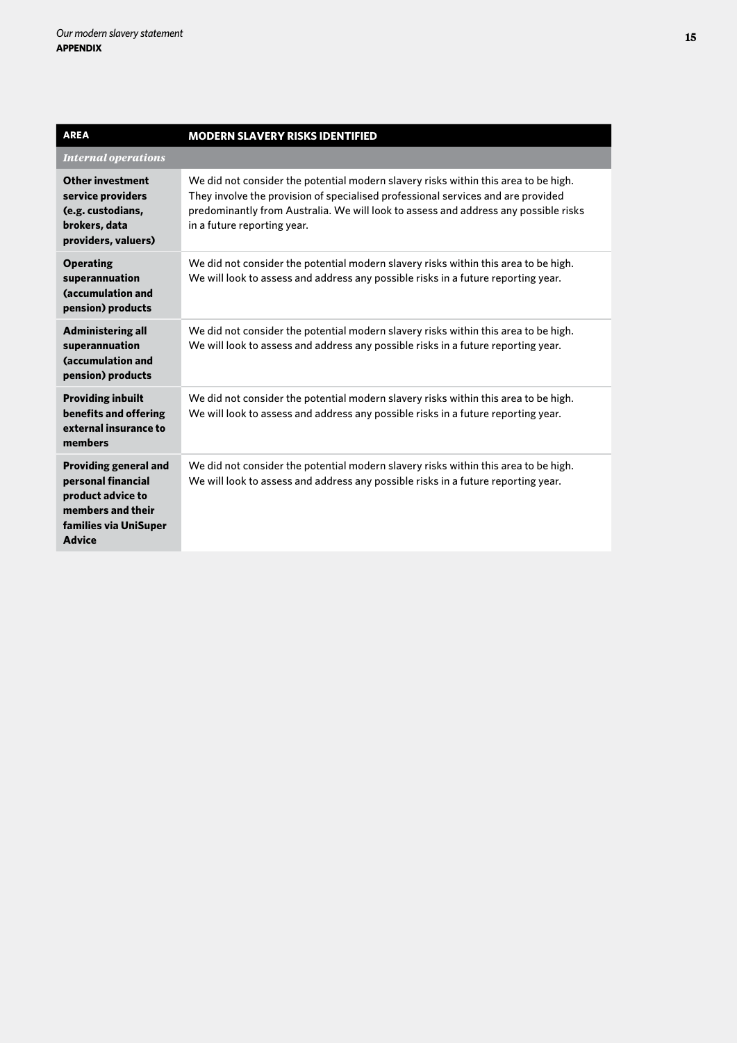| AREA | MODERN SLAVERY RISKS IDENTIFIED |
|---|---|
| *Internal operations* | |
| **Other investment service providers (e.g. custodians, brokers, data providers, valuers)** | We did not consider the potential modern slavery risks within this area to be high. They involve the provision of specialised professional services and are provided predominantly from Australia. We will look to assess and address any possible risks in a future reporting year. |
| **Operating superannuation (accumulation and pension) products** | We did not consider the potential modern slavery risks within this area to be high. We will look to assess and address any possible risks in a future reporting year. |
| **Administering all superannuation (accumulation and pension) products** | We did not consider the potential modern slavery risks within this area to be high. We will look to assess and address any possible risks in a future reporting year. |
| **Providing inbuilt benefits and offering external insurance to members** | We did not consider the potential modern slavery risks within this area to be high. We will look to assess and address any possible risks in a future reporting year. |
| **Providing general and personal financial product advice to members and their families via UniSuper Advice** | We did not consider the potential modern slavery risks within this area to be high. We will look to assess and address any possible risks in a future reporting year. |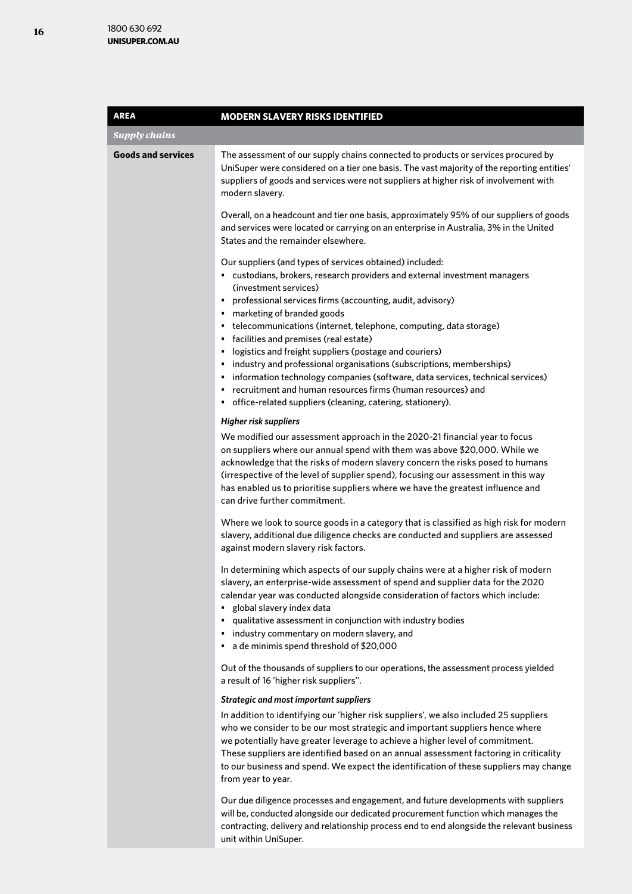| AREA | MODERN SLAVERY RISKS IDENTIFIED |
|---|---|
| ***Supply chains*** | |
| **Goods and services** | The assessment of our supply chains connected to products or services procured by UniSuper were considered on a tier one basis. The vast majority of the reporting entities' suppliers of goods and services were not suppliers at higher risk of involvement with modern slavery.<br><br>Overall, on a headcount and tier one basis, approximately 95% of our suppliers of goods and services were located or carrying on an enterprise in Australia, 3% in the United States and the remainder elsewhere.<br><br>Our suppliers (and types of services obtained) included:<br>• custodians, brokers, research providers and external investment managers (investment services)<br>• professional services firms (accounting, audit, advisory)<br>• marketing of branded goods<br>• telecommunications (internet, telephone, computing, data storage)<br>• facilities and premises (real estate)<br>• logistics and freight suppliers (postage and couriers)<br>• industry and professional organisations (subscriptions, memberships)<br>• information technology companies (software, data services, technical services)<br>• recruitment and human resources firms (human resources) and<br>• office-related suppliers (cleaning, catering, stationery).<br><br>***Higher risk suppliers***<br>We modified our assessment approach in the 2020-21 financial year to focus on suppliers where our annual spend with them was above $20,000. While we acknowledge that the risks of modern slavery concern the risks posed to humans (irrespective of the level of supplier spend), focusing our assessment in this way has enabled us to prioritise suppliers where we have the greatest influence and can drive further commitment.<br><br>Where we look to source goods in a category that is classified as high risk for modern slavery, additional due diligence checks are conducted and suppliers are assessed against modern slavery risk factors.<br><br>In determining which aspects of our supply chains were at a higher risk of modern slavery, an enterprise-wide assessment of spend and supplier data for the 2020 calendar year was conducted alongside consideration of factors which include:<br>• global slavery index data<br>• qualitative assessment in conjunction with industry bodies<br>• industry commentary on modern slavery, and<br>• a de minimis spend threshold of $20,000<br><br>Out of the thousands of suppliers to our operations, the assessment process yielded a result of 16 'higher risk suppliers''.<br><br>***Strategic and most important suppliers***<br>In addition to identifying our 'higher risk suppliers', we also included 25 suppliers who we consider to be our most strategic and important suppliers hence where we potentially have greater leverage to achieve a higher level of commitment. These suppliers are identified based on an annual assessment factoring in criticality to our business and spend. We expect the identification of these suppliers may change from year to year.<br><br>Our due diligence processes and engagement, and future developments with suppliers will be, conducted alongside our dedicated procurement function which manages the contracting, delivery and relationship process end to end alongside the relevant business unit within UniSuper. |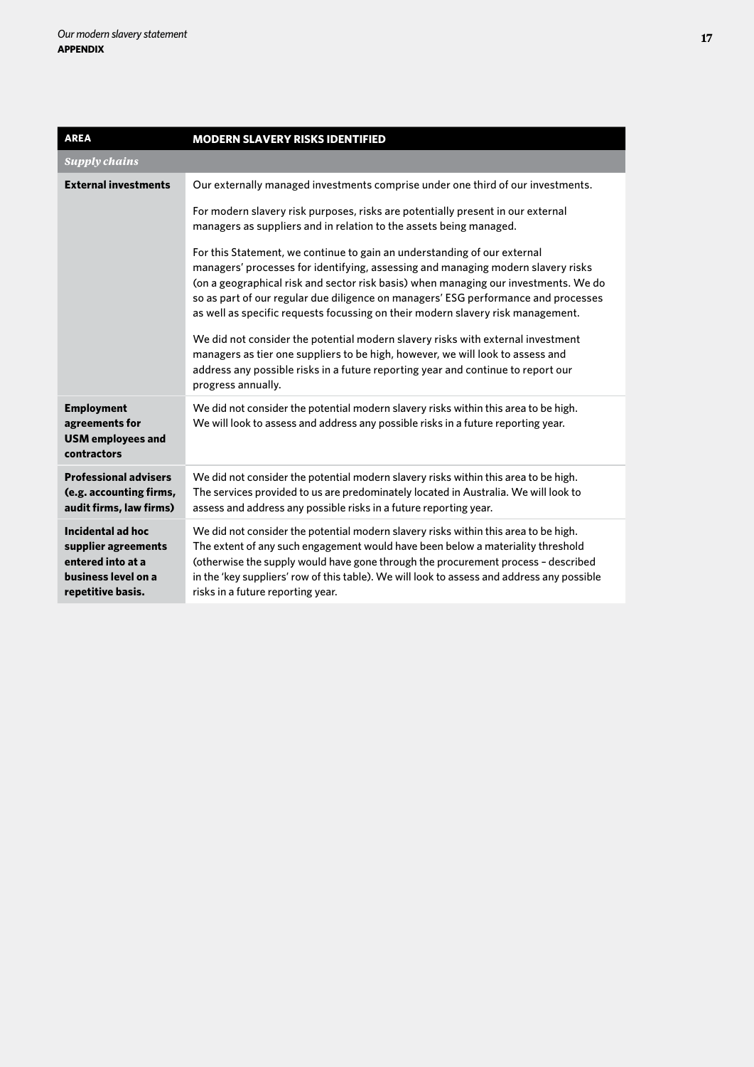| AREA | MODERN SLAVERY RISKS IDENTIFIED |
| --- | --- |
| ***Supply chains*** | |
| **External investments** | Our externally managed investments comprise under one third of our investments.<br><br>For modern slavery risk purposes, risks are potentially present in our external managers as suppliers and in relation to the assets being managed.<br><br>For this Statement, we continue to gain an understanding of our external managers' processes for identifying, assessing and managing modern slavery risks (on a geographical risk and sector risk basis) when managing our investments. We do so as part of our regular due diligence on managers' ESG performance and processes as well as specific requests focussing on their modern slavery risk management.<br><br>We did not consider the potential modern slavery risks with external investment managers as tier one suppliers to be high, however, we will look to assess and address any possible risks in a future reporting year and continue to report our progress annually. |
| **Employment agreements for USM employees and contractors** | We did not consider the potential modern slavery risks within this area to be high. We will look to assess and address any possible risks in a future reporting year. |
| **Professional advisers (e.g. accounting firms, audit firms, law firms)** | We did not consider the potential modern slavery risks within this area to be high. The services provided to us are predominately located in Australia. We will look to assess and address any possible risks in a future reporting year. |
| **Incidental ad hoc supplier agreements entered into at a business level on a repetitive basis.** | We did not consider the potential modern slavery risks within this area to be high. The extent of any such engagement would have been below a materiality threshold (otherwise the supply would have gone through the procurement process – described in the 'key suppliers' row of this table). We will look to assess and address any possible risks in a future reporting year. |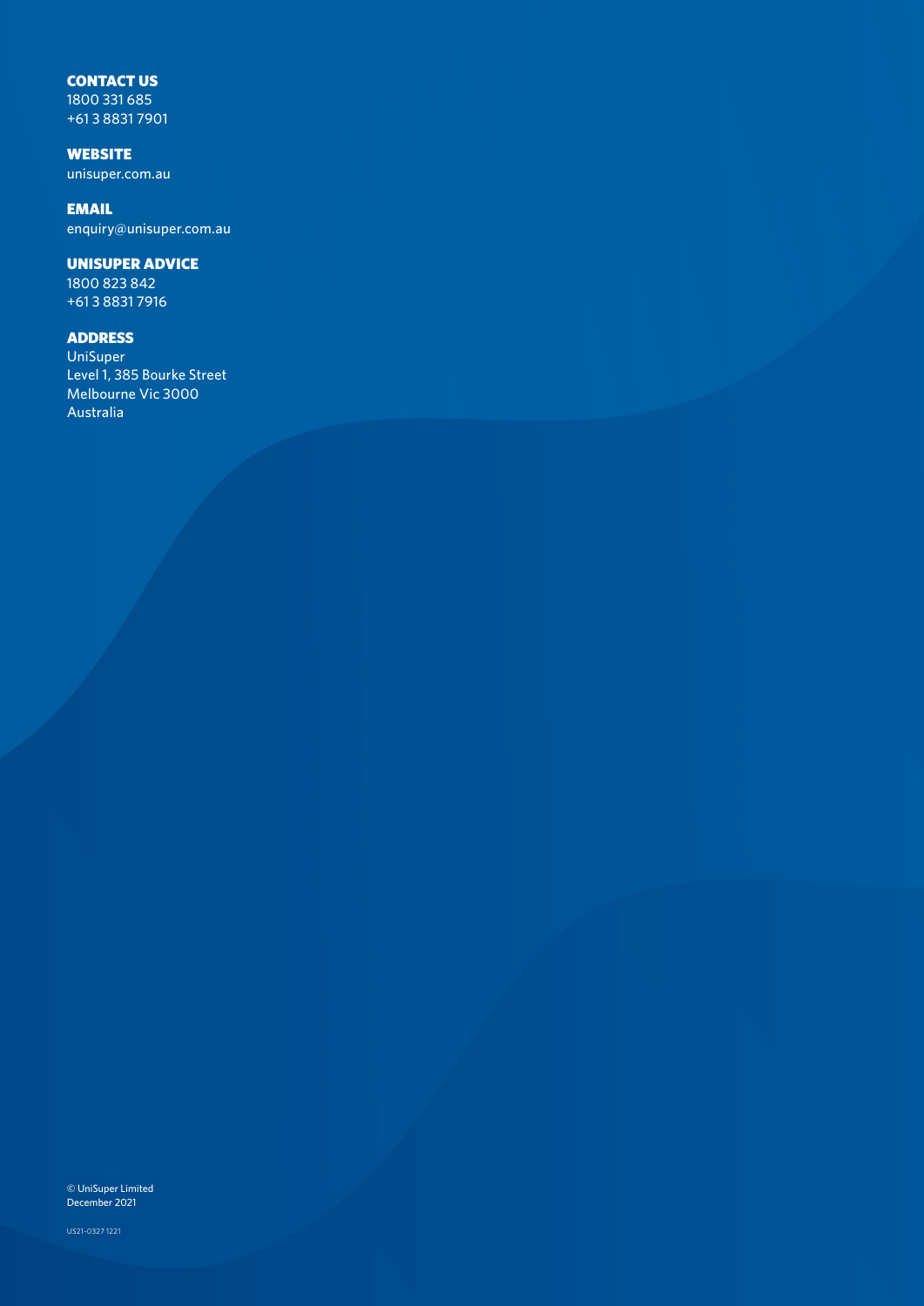**CONTACT US**
1800 331 685
+61 3 8831 7901

**WEBSITE**
unisuper.com.au

**EMAIL**
enquiry@unisuper.com.au

**UNISUPER ADVICE**
1800 823 842
+61 3 8831 7916

**ADDRESS**
UniSuper
Level 1, 385 Bourke Street
Melbourne Vic 3000
Australia

© UniSuper Limited
December 2021

US21-0327 1221